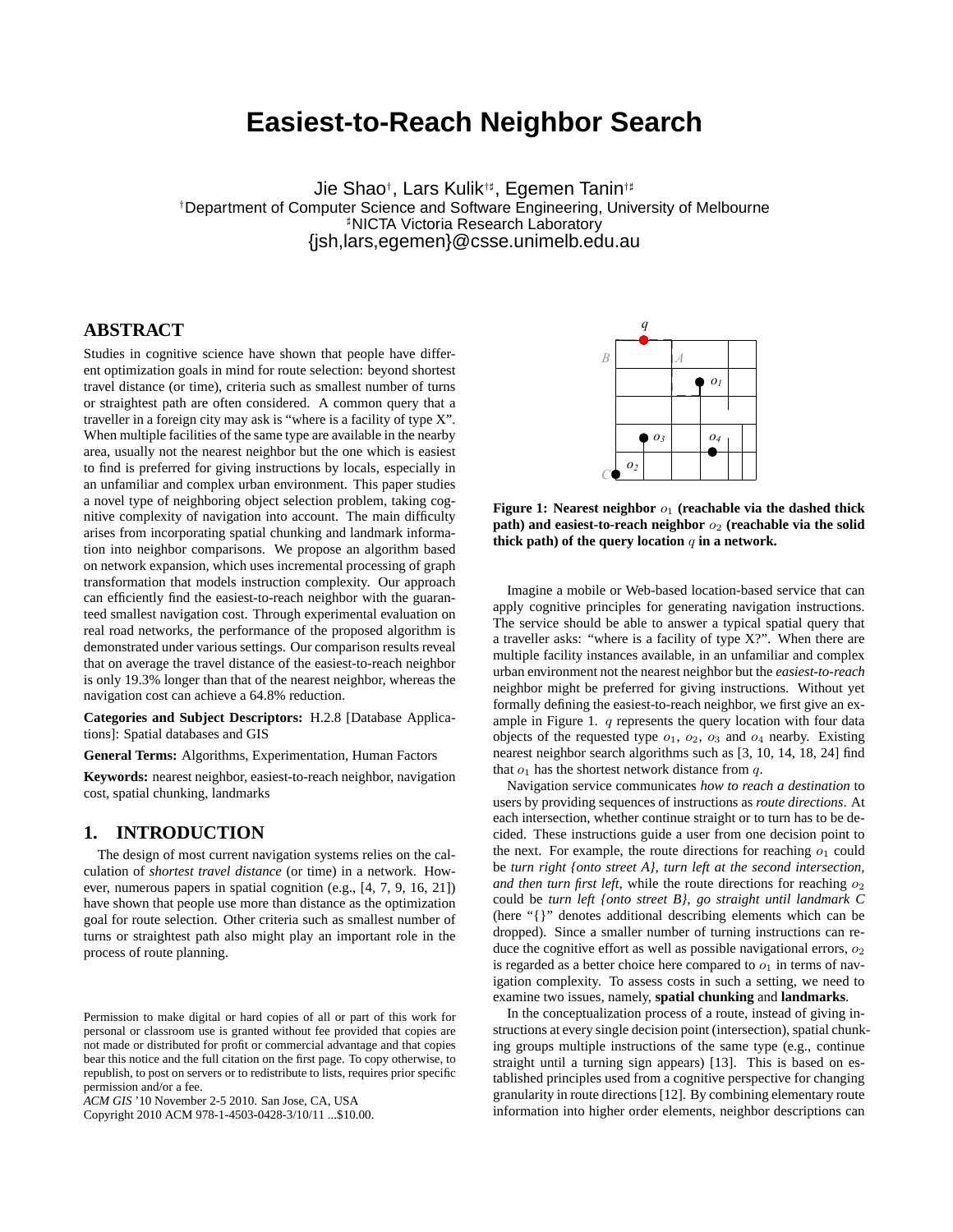# Easiest-to-Reach Neighbor Search

Jie Shao[†], Lars Kulik[†♯], Egemen Tanin[†♯]

[†]Department of Computer Science and Software Engineering, University of Melbourne

[♯]NICTA Victoria Research Laboratory

{jsh,lars,egemen}@csse.unimelb.edu.au

## ABSTRACT

Studies in cognitive science have shown that people have different optimization goals in mind for route selection: beyond shortest travel distance (or time), criteria such as smallest number of turns or straightest path are often considered. A common query that a traveller in a foreign city may ask is "where is a facility of type X". When multiple facilities of the same type are available in the nearby area, usually not the nearest neighbor but the one which is easiest to find is preferred for giving instructions by locals, especially in an unfamiliar and complex urban environment. This paper studies a novel type of neighboring object selection problem, taking cognitive complexity of navigation into account. The main difficulty arises from incorporating spatial chunking and landmark information into neighbor comparisons. We propose an algorithm based on network expansion, which uses incremental processing of graph transformation that models instruction complexity. Our approach can efficiently find the easiest-to-reach neighbor with the guaranteed smallest navigation cost. Through experimental evaluation on real road networks, the performance of the proposed algorithm is demonstrated under various settings. Our comparison results reveal that on average the travel distance of the easiest-to-reach neighbor is only 19.3% longer than that of the nearest neighbor, whereas the navigation cost can achieve a 64.8% reduction.

**Categories and Subject Descriptors:** H.2.8 [Database Applications]: Spatial databases and GIS

**General Terms:** Algorithms, Experimentation, Human Factors

**Keywords:** nearest neighbor, easiest-to-reach neighbor, navigation cost, spatial chunking, landmarks

## 1. INTRODUCTION

The design of most current navigation systems relies on the calculation of *shortest travel distance* (or time) in a network. However, numerous papers in spatial cognition (e.g., [4, 7, 9, 16, 21]) have shown that people use more than distance as the optimization goal for route selection. Other criteria such as smallest number of turns or straightest path also might play an important role in the process of route planning.

Permission to make digital or hard copies of all or part of this work for personal or classroom use is granted without fee provided that copies are not made or distributed for profit or commercial advantage and that copies bear this notice and the full citation on the first page. To copy otherwise, to republish, to post on servers or to redistribute to lists, requires prior specific permission and/or a fee.
*ACM GIS* '10 November 2-5 2010. San Jose, CA, USA
Copyright 2010 ACM 978-1-4503-0428-3/10/11 ...$10.00.

q
B
A
$o_1$
$o_3$
$o_4$
$o_2$
C

**Figure 1: Nearest neighbor $o_1$ (reachable via the dashed thick path) and easiest-to-reach neighbor $o_2$ (reachable via the solid thick path) of the query location $q$ in a network.**

Imagine a mobile or Web-based location-based service that can apply cognitive principles for generating navigation instructions. The service should be able to answer a typical spatial query that a traveller asks: "where is a facility of type X?". When there are multiple facility instances available, in an unfamiliar and complex urban environment not the nearest neighbor but the *easiest-to-reach* neighbor might be preferred for giving instructions. Without yet formally defining the easiest-to-reach neighbor, we first give an example in Figure 1. $q$ represents the query location with four data objects of the requested type $o_1$, $o_2$, $o_3$ and $o_4$ nearby. Existing nearest neighbor search algorithms such as [3, 10, 14, 18, 24] find that $o_1$ has the shortest network distance from $q$.

Navigation service communicates *how to reach a destination* to users by providing sequences of instructions as *route directions*. At each intersection, whether continue straight or to turn has to be decided. These instructions guide a user from one decision point to the next. For example, the route directions for reaching $o_1$ could be *turn right {onto street A}, turn left at the second intersection, and then turn first left*, while the route directions for reaching $o_2$ could be *turn left {onto street B}, go straight until landmark C* (here "{}" denotes additional describing elements which can be dropped). Since a smaller number of turning instructions can reduce the cognitive effort as well as possible navigational errors, $o_2$ is regarded as a better choice here compared to $o_1$ in terms of navigation complexity. To assess costs in such a setting, we need to examine two issues, namely, **spatial chunking** and **landmarks**.

In the conceptualization process of a route, instead of giving instructions at every single decision point (intersection), spatial chunking groups multiple instructions of the same type (e.g., continue straight until a turning sign appears) [13]. This is based on established principles used from a cognitive perspective for changing granularity in route directions [12]. By combining elementary route information into higher order elements, neighbor descriptions can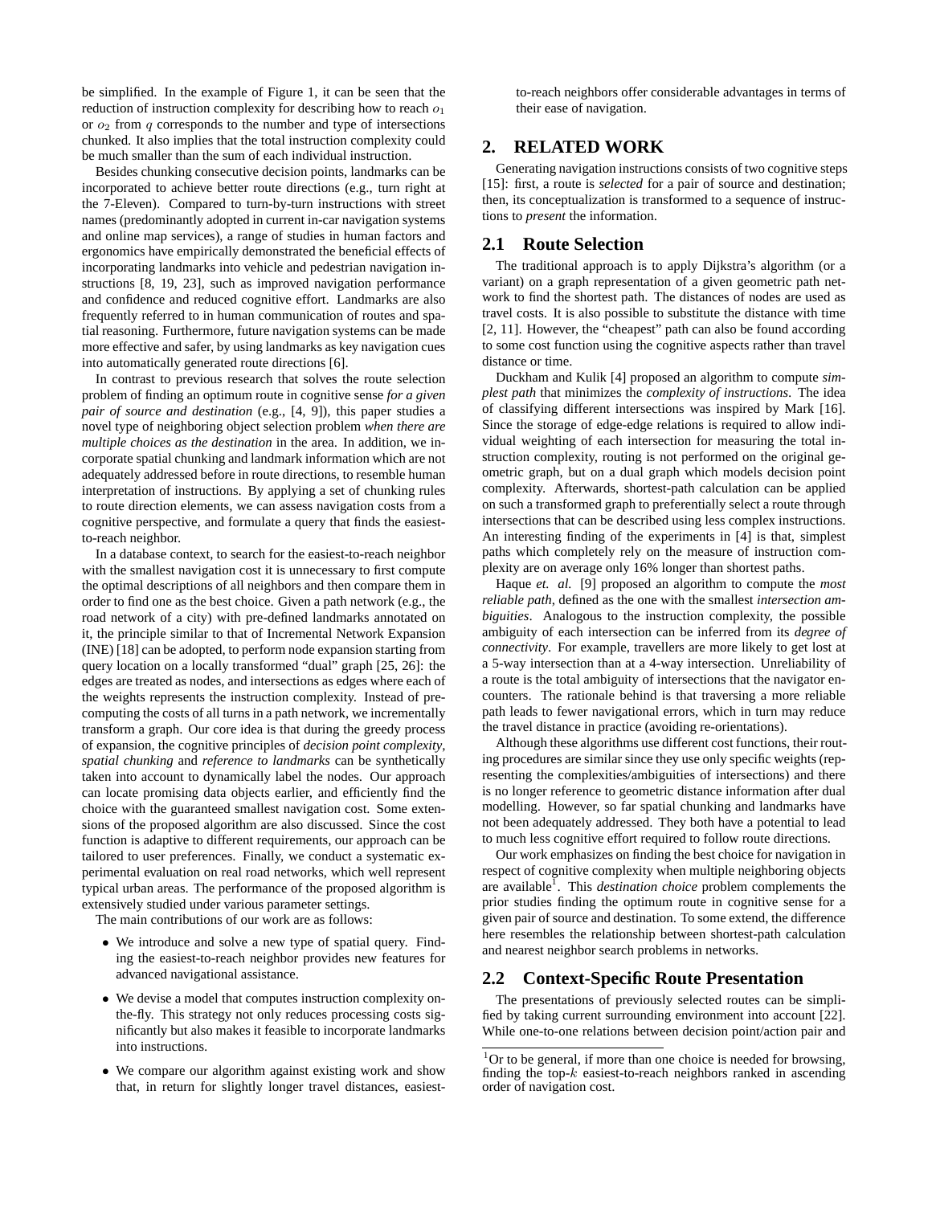be simplified. In the example of Figure 1, it can be seen that the reduction of instruction complexity for describing how to reach $o_1$ or $o_2$ from $q$ corresponds to the number and type of intersections chunked. It also implies that the total instruction complexity could be much smaller than the sum of each individual instruction.

Besides chunking consecutive decision points, landmarks can be incorporated to achieve better route directions (e.g., turn right at the 7-Eleven). Compared to turn-by-turn instructions with street names (predominantly adopted in current in-car navigation systems and online map services), a range of studies in human factors and ergonomics have empirically demonstrated the beneficial effects of incorporating landmarks into vehicle and pedestrian navigation instructions [8, 19, 23], such as improved navigation performance and confidence and reduced cognitive effort. Landmarks are also frequently referred to in human communication of routes and spatial reasoning. Furthermore, future navigation systems can be made more effective and safer, by using landmarks as key navigation cues into automatically generated route directions [6].

In contrast to previous research that solves the route selection problem of finding an optimum route in cognitive sense *for a given pair of source and destination* (e.g., [4, 9]), this paper studies a novel type of neighboring object selection problem *when there are multiple choices as the destination* in the area. In addition, we incorporate spatial chunking and landmark information which are not adequately addressed before in route directions, to resemble human interpretation of instructions. By applying a set of chunking rules to route direction elements, we can assess navigation costs from a cognitive perspective, and formulate a query that finds the easiest-to-reach neighbor.

In a database context, to search for the easiest-to-reach neighbor with the smallest navigation cost it is unnecessary to first compute the optimal descriptions of all neighbors and then compare them in order to find one as the best choice. Given a path network (e.g., the road network of a city) with pre-defined landmarks annotated on it, the principle similar to that of Incremental Network Expansion (INE) [18] can be adopted, to perform node expansion starting from query location on a locally transformed "dual" graph [25, 26]: the edges are treated as nodes, and intersections as edges where each of the weights represents the instruction complexity. Instead of pre-computing the costs of all turns in a path network, we incrementally transform a graph. Our core idea is that during the greedy process of expansion, the cognitive principles of *decision point complexity*, *spatial chunking* and *reference to landmarks* can be synthetically taken into account to dynamically label the nodes. Our approach can locate promising data objects earlier, and efficiently find the choice with the guaranteed smallest navigation cost. Some extensions of the proposed algorithm are also discussed. Since the cost function is adaptive to different requirements, our approach can be tailored to user preferences. Finally, we conduct a systematic experimental evaluation on real road networks, which well represent typical urban areas. The performance of the proposed algorithm is extensively studied under various parameter settings.

The main contributions of our work are as follows:

- We introduce and solve a new type of spatial query. Finding the easiest-to-reach neighbor provides new features for advanced navigational assistance.
- We devise a model that computes instruction complexity on-the-fly. This strategy not only reduces processing costs significantly but also makes it feasible to incorporate landmarks into instructions.
- We compare our algorithm against existing work and show that, in return for slightly longer travel distances, easiest-to-reach neighbors offer considerable advantages in terms of their ease of navigation.

## 2. RELATED WORK

Generating navigation instructions consists of two cognitive steps [15]: first, a route is *selected* for a pair of source and destination; then, its conceptualization is transformed to a sequence of instructions to *present* the information.

### 2.1 Route Selection

The traditional approach is to apply Dijkstra's algorithm (or a variant) on a graph representation of a given geometric path network to find the shortest path. The distances of nodes are used as travel costs. It is also possible to substitute the distance with time [2, 11]. However, the "cheapest" path can also be found according to some cost function using the cognitive aspects rather than travel distance or time.

Duckham and Kulik [4] proposed an algorithm to compute *simplest path* that minimizes the *complexity of instructions*. The idea of classifying different intersections was inspired by Mark [16]. Since the storage of edge-edge relations is required to allow individual weighting of each intersection for measuring the total instruction complexity, routing is not performed on the original geometric graph, but on a dual graph which models decision point complexity. Afterwards, shortest-path calculation can be applied on such a transformed graph to preferentially select a route through intersections that can be described using less complex instructions. An interesting finding of the experiments in [4] is that, simplest paths which completely rely on the measure of instruction complexity are on average only 16% longer than shortest paths.

Haque *et. al.* [9] proposed an algorithm to compute the *most reliable path*, defined as the one with the smallest *intersection ambiguities*. Analogous to the instruction complexity, the possible ambiguity of each intersection can be inferred from its *degree of connectivity*. For example, travellers are more likely to get lost at a 5-way intersection than at a 4-way intersection. Unreliability of a route is the total ambiguity of intersections that the navigator encounters. The rationale behind is that traversing a more reliable path leads to fewer navigational errors, which in turn may reduce the travel distance in practice (avoiding re-orientations).

Although these algorithms use different cost functions, their routing procedures are similar since they use only specific weights (representing the complexities/ambiguities of intersections) and there is no longer reference to geometric distance information after dual modelling. However, so far spatial chunking and landmarks have not been adequately addressed. They both have a potential to lead to much less cognitive effort required to follow route directions.

Our work emphasizes on finding the best choice for navigation in respect of cognitive complexity when multiple neighboring objects are available[1]. This *destination choice* problem complements the prior studies finding the optimum route in cognitive sense for a given pair of source and destination. To some extend, the difference here resembles the relationship between shortest-path calculation and nearest neighbor search problems in networks.

### 2.2 Context-Specific Route Presentation

The presentations of previously selected routes can be simplified by taking current surrounding environment into account [22]. While one-to-one relations between decision point/action pair and

[1] Or to be general, if more than one choice is needed for browsing, finding the top-$k$ easiest-to-reach neighbors ranked in ascending order of navigation cost.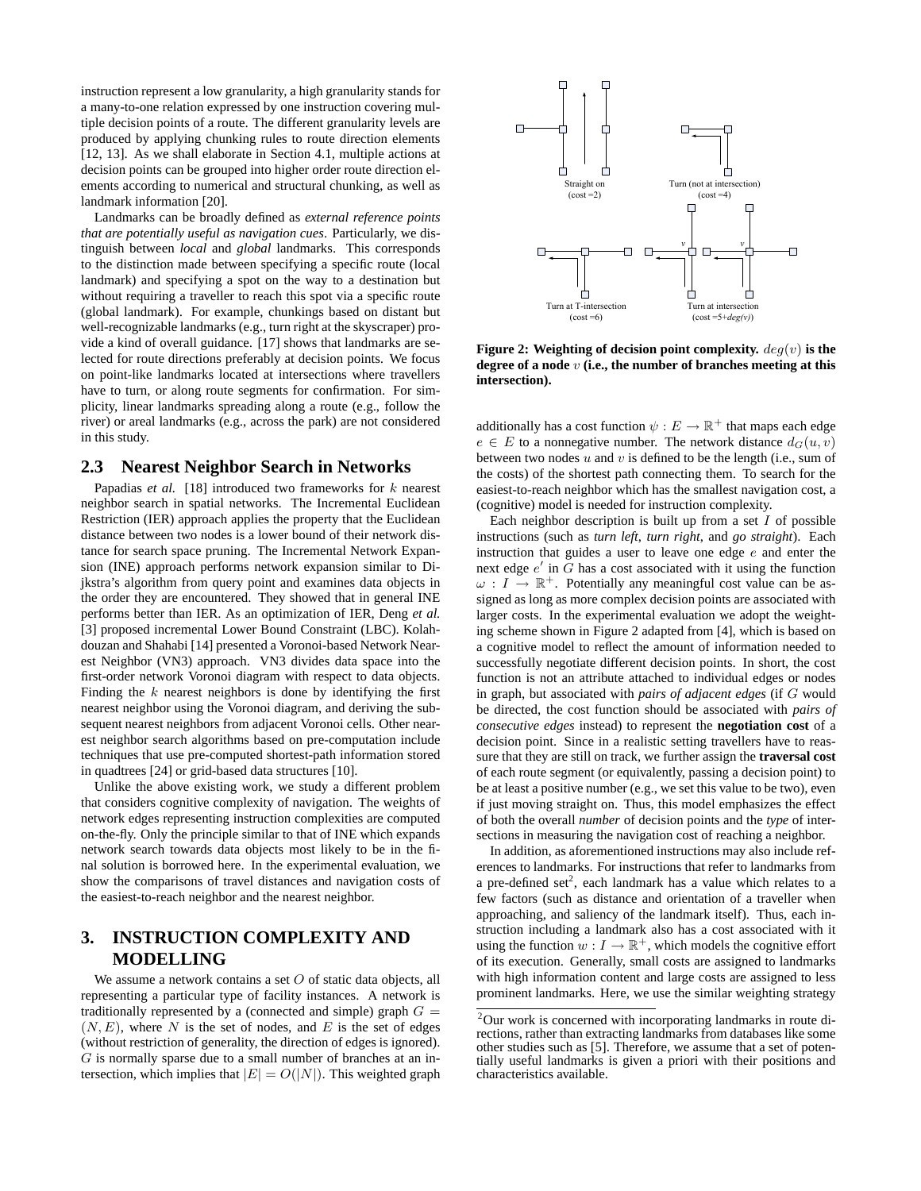instruction represent a low granularity, a high granularity stands for a many-to-one relation expressed by one instruction covering multiple decision points of a route. The different granularity levels are produced by applying chunking rules to route direction elements [12, 13]. As we shall elaborate in Section 4.1, multiple actions at decision points can be grouped into higher order route direction elements according to numerical and structural chunking, as well as landmark information [20].

Landmarks can be broadly defined as *external reference points that are potentially useful as navigation cues*. Particularly, we distinguish between *local* and *global* landmarks. This corresponds to the distinction made between specifying a specific route (local landmark) and specifying a spot on the way to a destination but without requiring a traveller to reach this spot via a specific route (global landmark). For example, chunkings based on distant but well-recognizable landmarks (e.g., turn right at the skyscraper) provide a kind of overall guidance. [17] shows that landmarks are selected for route directions preferably at decision points. We focus on point-like landmarks located at intersections where travellers have to turn, or along route segments for confirmation. For simplicity, linear landmarks spreading along a route (e.g., follow the river) or areal landmarks (e.g., across the park) are not considered in this study.

## 2.3 Nearest Neighbor Search in Networks

Papadias *et al.* [18] introduced two frameworks for $k$ nearest neighbor search in spatial networks. The Incremental Euclidean Restriction (IER) approach applies the property that the Euclidean distance between two nodes is a lower bound of their network distance for search space pruning. The Incremental Network Expansion (INE) approach performs network expansion similar to Dijkstra's algorithm from query point and examines data objects in the order they are encountered. They showed that in general INE performs better than IER. As an optimization of IER, Deng *et al.* [3] proposed incremental Lower Bound Constraint (LBC). Kolahdouzan and Shahabi [14] presented a Voronoi-based Network Nearest Neighbor (VN3) approach. VN3 divides data space into the first-order network Voronoi diagram with respect to data objects. Finding the $k$ nearest neighbors is done by identifying the first nearest neighbor using the Voronoi diagram, and deriving the subsequent nearest neighbors from adjacent Voronoi cells. Other nearest neighbor search algorithms based on pre-computation include techniques that use pre-computed shortest-path information stored in quadtrees [24] or grid-based data structures [10].

Unlike the above existing work, we study a different problem that considers cognitive complexity of navigation. The weights of network edges representing instruction complexities are computed on-the-fly. Only the principle similar to that of INE which expands network search towards data objects most likely to be in the final solution is borrowed here. In the experimental evaluation, we show the comparisons of travel distances and navigation costs of the easiest-to-reach neighbor and the nearest neighbor.

# 3. INSTRUCTION COMPLEXITY AND MODELLING

We assume a network contains a set $O$ of static data objects, all representing a particular type of facility instances. A network is traditionally represented by a (connected and simple) graph $G = (N, E)$, where $N$ is the set of nodes, and $E$ is the set of edges (without restriction of generality, the direction of edges is ignored). $G$ is normally sparse due to a small number of branches at an intersection, which implies that $|E| = O(|N|)$. This weighted graph additionally has a cost function $\psi : E \rightarrow \mathbb{R}^+$ that maps each edge $e \in E$ to a nonnegative number. The network distance $d_G(u, v)$ between two nodes $u$ and $v$ is defined to be the length (i.e., sum of the costs) of the shortest path connecting them. To search for the easiest-to-reach neighbor which has the smallest navigation cost, a (cognitive) model is needed for instruction complexity.

Straight on
(cost =2)

Turn (not at intersection)
(cost =4)

Turn at T-intersection
(cost =6)

Turn at intersection
(cost =5+*deg(v)*)

**Figure 2: Weighting of decision point complexity.** $deg(v)$ **is the degree of a node** $v$ **(i.e., the number of branches meeting at this intersection).**

Each neighbor description is built up from a set $I$ of possible instructions (such as *turn left*, *turn right*, and *go straight*). Each instruction that guides a user to leave one edge $e$ and enter the next edge $e'$ in $G$ has a cost associated with it using the function $\omega : I \rightarrow \mathbb{R}^+$. Potentially any meaningful cost value can be assigned as long as more complex decision points are associated with larger costs. In the experimental evaluation we adopt the weighting scheme shown in Figure 2 adapted from [4], which is based on a cognitive model to reflect the amount of information needed to successfully negotiate different decision points. In short, the cost function is not an attribute attached to individual edges or nodes in graph, but associated with *pairs of adjacent edges* (if $G$ would be directed, the cost function should be associated with *pairs of consecutive edges* instead) to represent the **negotiation cost** of a decision point. Since in a realistic setting travellers have to reassure that they are still on track, we further assign the **traversal cost** of each route segment (or equivalently, passing a decision point) to be at least a positive number (e.g., we set this value to be two), even if just moving straight on. Thus, this model emphasizes the effect of both the overall *number* of decision points and the *type* of intersections in measuring the navigation cost of reaching a neighbor.

In addition, as aforementioned instructions may also include references to landmarks. For instructions that refer to landmarks from a pre-defined set[2], each landmark has a value which relates to a few factors (such as distance and orientation of a traveller when approaching, and saliency of the landmark itself). Thus, each instruction including a landmark also has a cost associated with it using the function $w : I \rightarrow \mathbb{R}^+$, which models the cognitive effort of its execution. Generally, small costs are assigned to landmarks with high information content and large costs are assigned to less prominent landmarks. Here, we use the similar weighting strategy

[2]Our work is concerned with incorporating landmarks in route directions, rather than extracting landmarks from databases like some other studies such as [5]. Therefore, we assume that a set of potentially useful landmarks is given a priori with their positions and characteristics available.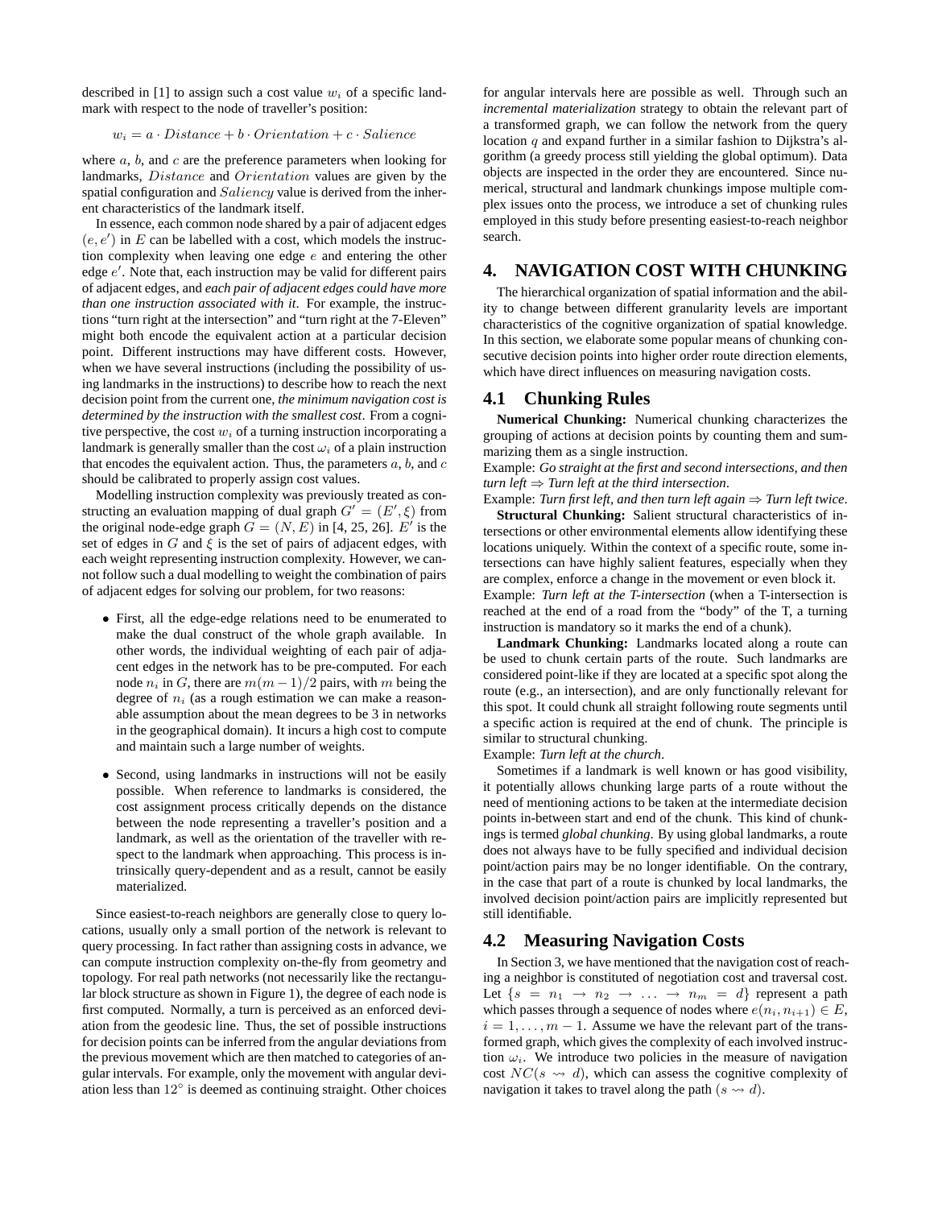described in [1] to assign such a cost value $w_i$ of a specific landmark with respect to the node of traveller's position:

$$w_i = a \cdot Distance + b \cdot Orientation + c \cdot Salience$$

where $a$, $b$, and $c$ are the preference parameters when looking for landmarks, $Distance$ and $Orientation$ values are given by the spatial configuration and $Saliency$ value is derived from the inherent characteristics of the landmark itself.

In essence, each common node shared by a pair of adjacent edges $(e, e')$ in $E$ can be labelled with a cost, which models the instruction complexity when leaving one edge $e$ and entering the other edge $e'$. Note that, each instruction may be valid for different pairs of adjacent edges, and *each pair of adjacent edges could have more than one instruction associated with it*. For example, the instructions "turn right at the intersection" and "turn right at the 7-Eleven" might both encode the equivalent action at a particular decision point. Different instructions may have different costs. However, when we have several instructions (including the possibility of using landmarks in the instructions) to describe how to reach the next decision point from the current one, *the minimum navigation cost is determined by the instruction with the smallest cost*. From a cognitive perspective, the cost $w_i$ of a turning instruction incorporating a landmark is generally smaller than the cost $\omega_i$ of a plain instruction that encodes the equivalent action. Thus, the parameters $a$, $b$, and $c$ should be calibrated to properly assign cost values.

Modelling instruction complexity was previously treated as constructing an evaluation mapping of dual graph $G' = (E', \xi)$ from the original node-edge graph $G = (N, E)$ in [4, 25, 26]. $E'$ is the set of edges in $G$ and $\xi$ is the set of pairs of adjacent edges, with each weight representing instruction complexity. However, we cannot follow such a dual modelling to weight the combination of pairs of adjacent edges for solving our problem, for two reasons:

- First, all the edge-edge relations need to be enumerated to make the dual construct of the whole graph available. In other words, the individual weighting of each pair of adjacent edges in the network has to be pre-computed. For each node $n_i$ in $G$, there are $m(m-1)/2$ pairs, with $m$ being the degree of $n_i$ (as a rough estimation we can make a reasonable assumption about the mean degrees to be 3 in networks in the geographical domain). It incurs a high cost to compute and maintain such a large number of weights.
- Second, using landmarks in instructions will not be easily possible. When reference to landmarks is considered, the cost assignment process critically depends on the distance between the node representing a traveller's position and a landmark, as well as the orientation of the traveller with respect to the landmark when approaching. This process is intrinsically query-dependent and as a result, cannot be easily materialized.

Since easiest-to-reach neighbors are generally close to query locations, usually only a small portion of the network is relevant to query processing. In fact rather than assigning costs in advance, we can compute instruction complexity on-the-fly from geometry and topology. For real path networks (not necessarily like the rectangular block structure as shown in Figure 1), the degree of each node is first computed. Normally, a turn is perceived as an enforced deviation from the geodesic line. Thus, the set of possible instructions for decision points can be inferred from the angular deviations from the previous movement which are then matched to categories of angular intervals. For example, only the movement with angular deviation less than $12°$ is deemed as continuing straight. Other choices for angular intervals here are possible as well. Through such an *incremental materialization* strategy to obtain the relevant part of a transformed graph, we can follow the network from the query location $q$ and expand further in a similar fashion to Dijkstra's algorithm (a greedy process still yielding the global optimum). Data objects are inspected in the order they are encountered. Since numerical, structural and landmark chunkings impose multiple complex issues onto the process, we introduce a set of chunking rules employed in this study before presenting easiest-to-reach neighbor search.

# 4. NAVIGATION COST WITH CHUNKING

The hierarchical organization of spatial information and the ability to change between different granularity levels are important characteristics of the cognitive organization of spatial knowledge. In this section, we elaborate some popular means of chunking consecutive decision points into higher order route direction elements, which have direct influences on measuring navigation costs.

## 4.1 Chunking Rules

**Numerical Chunking:** Numerical chunking characterizes the grouping of actions at decision points by counting them and summarizing them as a single instruction.

Example: *Go straight at the first and second intersections, and then turn left* ⇒ *Turn left at the third intersection*.

Example: *Turn first left, and then turn left again* ⇒ *Turn left twice*.

**Structural Chunking:** Salient structural characteristics of intersections or other environmental elements allow identifying these locations uniquely. Within the context of a specific route, some intersections can have highly salient features, especially when they are complex, enforce a change in the movement or even block it.

Example: *Turn left at the T-intersection* (when a T-intersection is reached at the end of a road from the "body" of the T, a turning instruction is mandatory so it marks the end of a chunk).

**Landmark Chunking:** Landmarks located along a route can be used to chunk certain parts of the route. Such landmarks are considered point-like if they are located at a specific spot along the route (e.g., an intersection), and are only functionally relevant for this spot. It could chunk all straight following route segments until a specific action is required at the end of chunk. The principle is similar to structural chunking.

Example: *Turn left at the church*.

Sometimes if a landmark is well known or has good visibility, it potentially allows chunking large parts of a route without the need of mentioning actions to be taken at the intermediate decision points in-between start and end of the chunk. This kind of chunkings is termed *global chunking*. By using global landmarks, a route does not always have to be fully specified and individual decision point/action pairs may be no longer identifiable. On the contrary, in the case that part of a route is chunked by local landmarks, the involved decision point/action pairs are implicitly represented but still identifiable.

## 4.2 Measuring Navigation Costs

In Section 3, we have mentioned that the navigation cost of reaching a neighbor is constituted of negotiation cost and traversal cost. Let $\{s = n_1 \rightarrow n_2 \rightarrow \ldots \rightarrow n_m = d\}$ represent a path which passes through a sequence of nodes where $e(n_i, n_{i+1}) \in E$, $i = 1, \ldots, m-1$. Assume we have the relevant part of the transformed graph, which gives the complexity of each involved instruction $\omega_i$. We introduce two policies in the measure of navigation cost $NC(s \rightsquigarrow d)$, which can assess the cognitive complexity of navigation it takes to travel along the path $(s \rightsquigarrow d)$.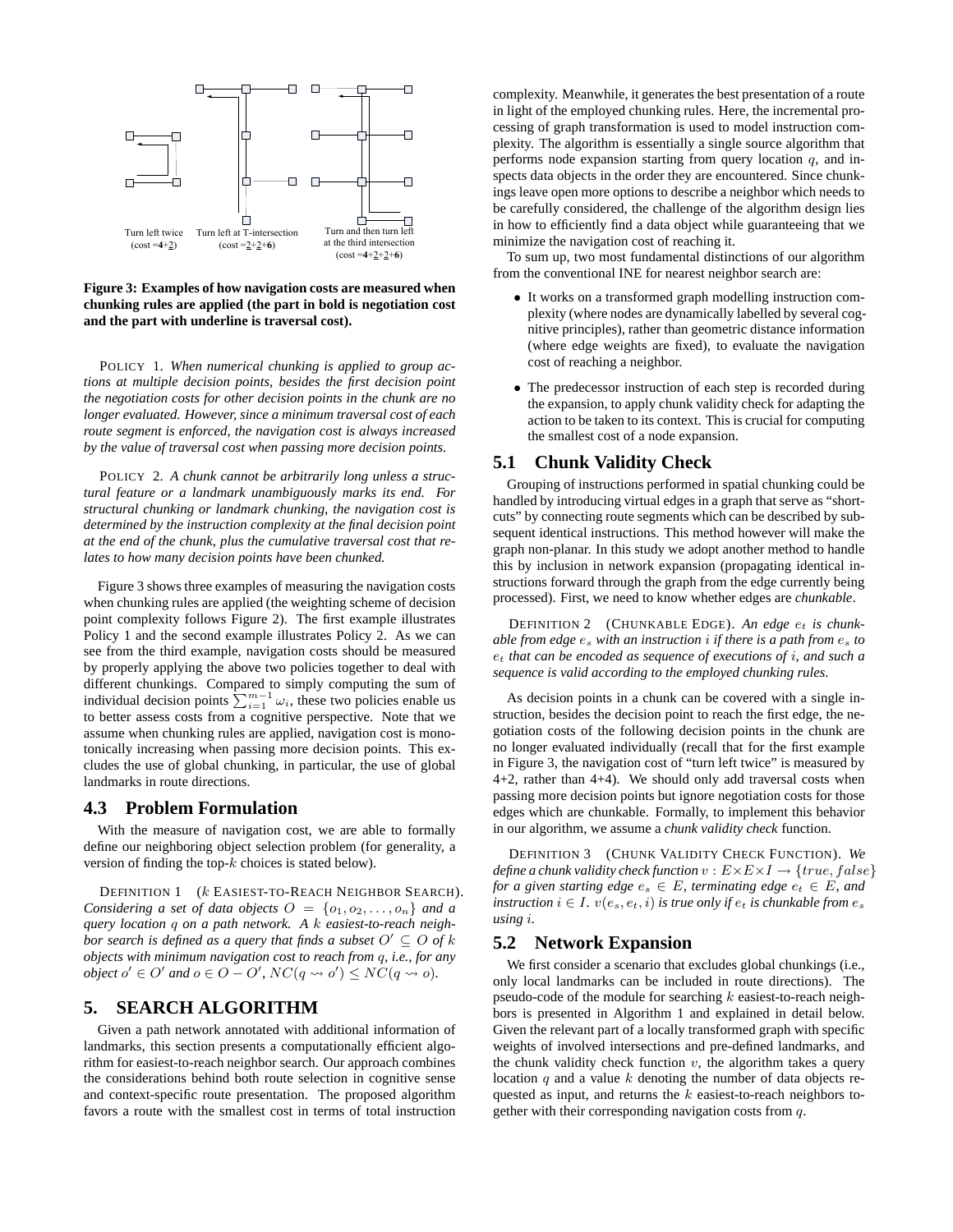Turn left twice
(cost =**4**+2)

Turn left at T-intersection
(cost =2+2+**6**)

Turn and then turn left
at the third intersection
(cost =**4**+2+2+**6**)

**Figure 3: Examples of how navigation costs are measured when chunking rules are applied (the part in bold is negotiation cost and the part with underline is traversal cost).**

POLICY 1. *When numerical chunking is applied to group actions at multiple decision points, besides the first decision point the negotiation costs for other decision points in the chunk are no longer evaluated. However, since a minimum traversal cost of each route segment is enforced, the navigation cost is always increased by the value of traversal cost when passing more decision points.*

POLICY 2. *A chunk cannot be arbitrarily long unless a structural feature or a landmark unambiguously marks its end. For structural chunking or landmark chunking, the navigation cost is determined by the instruction complexity at the final decision point at the end of the chunk, plus the cumulative traversal cost that relates to how many decision points have been chunked.*

Figure 3 shows three examples of measuring the navigation costs when chunking rules are applied (the weighting scheme of decision point complexity follows Figure 2). The first example illustrates Policy 1 and the second example illustrates Policy 2. As we can see from the third example, navigation costs should be measured by properly applying the above two policies together to deal with different chunkings. Compared to simply computing the sum of individual decision points $\sum_{i=1}^{m-1} \omega_i$, these two policies enable us to better assess costs from a cognitive perspective. Note that we assume when chunking rules are applied, navigation cost is monotonically increasing when passing more decision points. This excludes the use of global chunking, in particular, the use of global landmarks in route directions.

## 4.3 Problem Formulation

With the measure of navigation cost, we are able to formally define our neighboring object selection problem (for generality, a version of finding the top-$k$ choices is stated below).

DEFINITION 1 ($k$ EASIEST-TO-REACH NEIGHBOR SEARCH). *Considering a set of data objects $O = \{o_1, o_2, \ldots, o_n\}$ and a query location $q$ on a path network. A $k$ easiest-to-reach neighbor search is defined as a query that finds a subset $O' \subseteq O$ of $k$ objects with minimum navigation cost to reach from $q$, i.e., for any object $o' \in O'$ and $o \in O - O'$, $NC(q \rightsquigarrow o') \leq NC(q \rightsquigarrow o)$.*

# 5. SEARCH ALGORITHM

Given a path network annotated with additional information of landmarks, this section presents a computationally efficient algorithm for easiest-to-reach neighbor search. Our approach combines the considerations behind both route selection in cognitive sense and context-specific route presentation. The proposed algorithm favors a route with the smallest cost in terms of total instruction complexity. Meanwhile, it generates the best presentation of a route in light of the employed chunking rules. Here, the incremental processing of graph transformation is used to model instruction complexity. The algorithm is essentially a single source algorithm that performs node expansion starting from query location $q$, and inspects data objects in the order they are encountered. Since chunkings leave open more options to describe a neighbor which needs to be carefully considered, the challenge of the algorithm design lies in how to efficiently find a data object while guaranteeing that we minimize the navigation cost of reaching it.

To sum up, two most fundamental distinctions of our algorithm from the conventional INE for nearest neighbor search are:

- It works on a transformed graph modelling instruction complexity (where nodes are dynamically labelled by several cognitive principles), rather than geometric distance information (where edge weights are fixed), to evaluate the navigation cost of reaching a neighbor.
- The predecessor instruction of each step is recorded during the expansion, to apply chunk validity check for adapting the action to be taken to its context. This is crucial for computing the smallest cost of a node expansion.

## 5.1 Chunk Validity Check

Grouping of instructions performed in spatial chunking could be handled by introducing virtual edges in a graph that serve as "shortcuts" by connecting route segments which can be described by subsequent identical instructions. This method however will make the graph non-planar. In this study we adopt another method to handle this by inclusion in network expansion (propagating identical instructions forward through the graph from the edge currently being processed). First, we need to know whether edges are *chunkable*.

DEFINITION 2 (CHUNKABLE EDGE). *An edge $e_t$ is chunkable from edge $e_s$ with an instruction $i$ if there is a path from $e_s$ to $e_t$ that can be encoded as sequence of executions of $i$, and such a sequence is valid according to the employed chunking rules.*

As decision points in a chunk can be covered with a single instruction, besides the decision point to reach the first edge, the negotiation costs of the following decision points in the chunk are no longer evaluated individually (recall that for the first example in Figure 3, the navigation cost of "turn left twice" is measured by 4+2, rather than 4+4). We should only add traversal costs when passing more decision points but ignore negotiation costs for those edges which are chunkable. Formally, to implement this behavior in our algorithm, we assume a *chunk validity check* function.

DEFINITION 3 (CHUNK VALIDITY CHECK FUNCTION). *We define a chunk validity check function $v : E \times E \times I \rightarrow \{true, false\}$ for a given starting edge $e_s \in E$, terminating edge $e_t \in E$, and instruction $i \in I$. $v(e_s, e_t, i)$ is true only if $e_t$ is chunkable from $e_s$ using $i$.*

## 5.2 Network Expansion

We first consider a scenario that excludes global chunkings (i.e., only local landmarks can be included in route directions). The pseudo-code of the module for searching $k$ easiest-to-reach neighbors is presented in Algorithm 1 and explained in detail below. Given the relevant part of a locally transformed graph with specific weights of involved intersections and pre-defined landmarks, and the chunk validity check function $v$, the algorithm takes a query location $q$ and a value $k$ denoting the number of data objects requested as input, and returns the $k$ easiest-to-reach neighbors together with their corresponding navigation costs from $q$.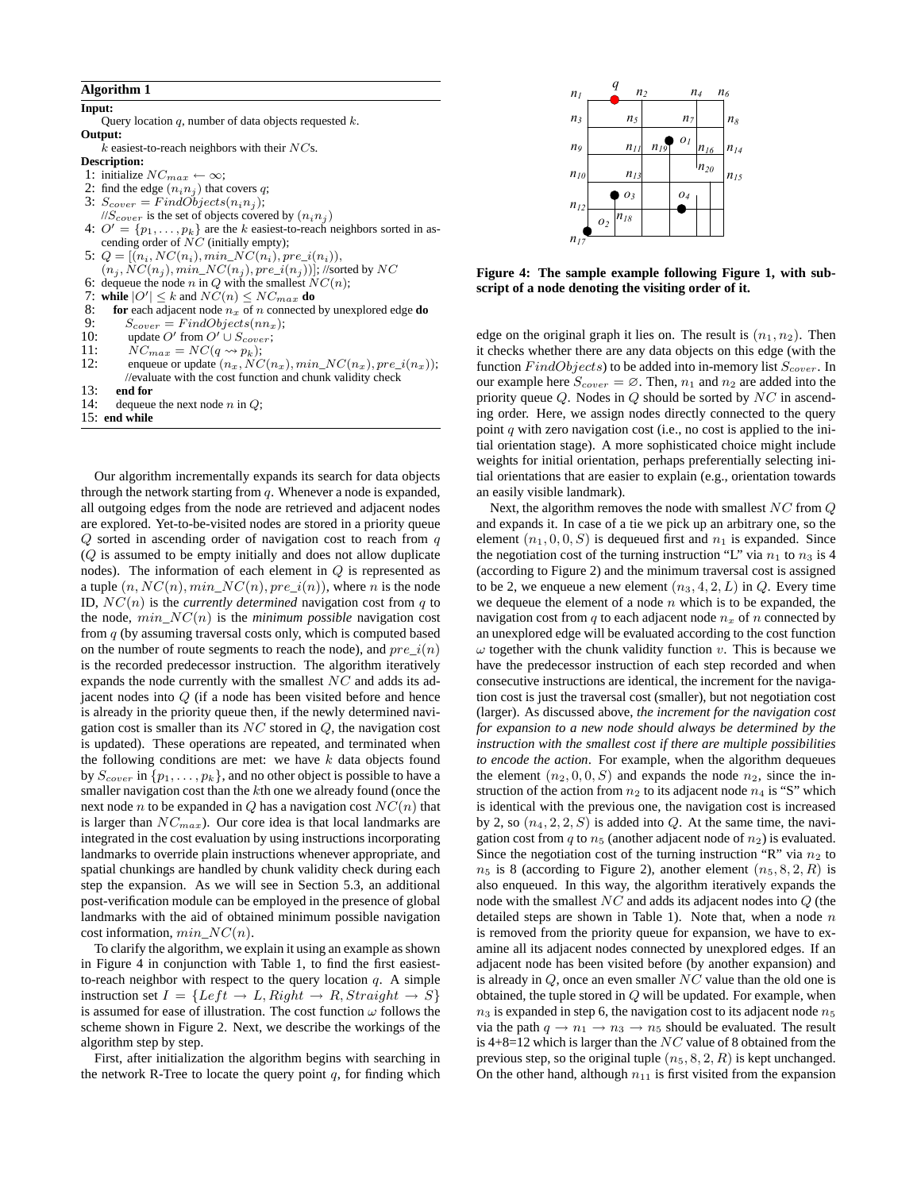**Algorithm 1**

**Input:**

Query location $q$, number of data objects requested $k$.

**Output:**

$k$ easiest-to-reach neighbors with their $NC$s.

**Description:**

```
1: initialize NC_max ← ∞;
2: find the edge (n_i n_j) that covers q;
3: S_cover = FindObjects(n_i n_j);
   //S_cover is the set of objects covered by (n_i n_j)
4: O' = {p_1, ..., p_k} are the k easiest-to-reach neighbors sorted in ascending order of NC (initially empty);
5: Q = [(n_i, NC(n_i), min_NC(n_i), pre_i(n_i)),
   (n_j, NC(n_j), min_NC(n_j), pre_i(n_j))]; //sorted by NC
6: dequeue the node n in Q with the smallest NC(n);
7: while |O'| ≤ k and NC(n) ≤ NC_max do
8:    for each adjacent node n_x of n connected by unexplored edge do
9:       S_cover = FindObjects(nn_x);
10:      update O' from O' ∪ S_cover;
11:      NC_max = NC(q ⇝ p_k);
12:      enqueue or update (n_x, NC(n_x), min_NC(n_x), pre_i(n_x));
         //evaluate with the cost function and chunk validity check
13:   end for
14:   dequeue the next node n in Q;
15: end while
```

Our algorithm incrementally expands its search for data objects through the network starting from $q$. Whenever a node is expanded, all outgoing edges from the node are retrieved and adjacent nodes are explored. Yet-to-be-visited nodes are stored in a priority queue $Q$ sorted in ascending order of navigation cost to reach from $q$ ($Q$ is assumed to be empty initially and does not allow duplicate nodes). The information of each element in $Q$ is represented as a tuple $(n, NC(n), min\_NC(n), pre\_i(n))$, where $n$ is the node ID, $NC(n)$ is the *currently determined* navigation cost from $q$ to the node, $min\_NC(n)$ is the *minimum possible* navigation cost from $q$ (by assuming traversal costs only, which is computed based on the number of route segments to reach the node), and $pre\_i(n)$ is the recorded predecessor instruction. The algorithm iteratively expands the node currently with the smallest $NC$ and adds its adjacent nodes into $Q$ (if a node has been visited before and hence is already in the priority queue then, if the newly determined navigation cost is smaller than its $NC$ stored in $Q$, the navigation cost is updated). These operations are repeated, and terminated when the following conditions are met: we have $k$ data objects found by $S_{cover}$ in $\{p_1, \ldots, p_k\}$, and no other object is possible to have a smaller navigation cost than the $k$th one we already found (once the next node $n$ to be expanded in $Q$ has a navigation cost $NC(n)$ that is larger than $NC_{max}$). Our core idea is that local landmarks are integrated in the cost evaluation by using instructions incorporating landmarks to override plain instructions whenever appropriate, and spatial chunkings are handled by chunk validity check during each step the expansion. As we will see in Section 5.3, an additional post-verification module can be employed in the presence of global landmarks with the aid of obtained minimum possible navigation cost information, $min\_NC(n)$.

To clarify the algorithm, we explain it using an example as shown in Figure 4 in conjunction with Table 1, to find the first easiest-to-reach neighbor with respect to the query location $q$. A simple instruction set $I = \{Left \rightarrow L, Right \rightarrow R, Straight \rightarrow S\}$ is assumed for ease of illustration. The cost function $\omega$ follows the scheme shown in Figure 2. Next, we describe the workings of the algorithm step by step.

First, after initialization the algorithm begins with searching in the network R-Tree to locate the query point $q$, for finding which edge on the original graph it lies on. The result is $(n_1, n_2)$. Then it checks whether there are any data objects on this edge (with the function $FindObjects$) to be added into in-memory list $S_{cover}$. In our example here $S_{cover} = \varnothing$. Then, $n_1$ and $n_2$ are added into the priority queue $Q$. Nodes in $Q$ should be sorted by $NC$ in ascending order. Here, we assign nodes directly connected to the query point $q$ with zero navigation cost (i.e., no cost is applied to the initial orientation stage). A more sophisticated choice might include weights for initial orientation, perhaps preferentially selecting initial orientations that are easier to explain (e.g., orientation towards an easily visible landmark).

**Figure 4: The sample example following Figure 1, with subscript of a node denoting the visiting order of it.**

Next, the algorithm removes the node with smallest $NC$ from $Q$ and expands it. In case of a tie we pick up an arbitrary one, so the element $(n_1, 0, 0, S)$ is dequeued first and $n_1$ is expanded. Since the negotiation cost of the turning instruction "L" via $n_1$ to $n_3$ is 4 (according to Figure 2) and the minimum traversal cost is assigned to be 2, we enqueue a new element $(n_3, 4, 2, L)$ in $Q$. Every time we dequeue the element of a node $n$ which is to be expanded, the navigation cost from $q$ to each adjacent node $n_x$ of $n$ connected by an unexplored edge will be evaluated according to the cost function $\omega$ together with the chunk validity function $v$. This is because we have the predecessor instruction of each step recorded and when consecutive instructions are identical, the increment for the navigation cost is just the traversal cost (smaller), but not negotiation cost (larger). As discussed above, *the increment for the navigation cost for expansion to a new node should always be determined by the instruction with the smallest cost if there are multiple possibilities to encode the action*. For example, when the algorithm dequeues the element $(n_2, 0, 0, S)$ and expands the node $n_2$, since the instruction of the action from $n_2$ to its adjacent node $n_4$ is "S" which is identical with the previous one, the navigation cost is increased by 2, so $(n_4, 2, 2, S)$ is added into $Q$. At the same time, the navigation cost from $q$ to $n_5$ (another adjacent node of $n_2$) is evaluated. Since the negotiation cost of the turning instruction "R" via $n_2$ to $n_5$ is 8 (according to Figure 2), another element $(n_5, 8, 2, R)$ is also enqueued. In this way, the algorithm iteratively expands the node with the smallest $NC$ and adds its adjacent nodes into $Q$ (the detailed steps are shown in Table 1). Note that, when a node $n$ is removed from the priority queue for expansion, we have to examine all its adjacent nodes connected by unexplored edges. If an adjacent node has been visited before (by another expansion) and is already in $Q$, once an even smaller $NC$ value than the old one is obtained, the tuple stored in $Q$ will be updated. For example, when $n_3$ is expanded in step 6, the navigation cost to its adjacent node $n_5$ via the path $q \rightarrow n_1 \rightarrow n_3 \rightarrow n_5$ should be evaluated. The result is 4+8=12 which is larger than the $NC$ value of 8 obtained from the previous step, so the original tuple $(n_5, 8, 2, R)$ is kept unchanged. On the other hand, although $n_{11}$ is first visited from the expansion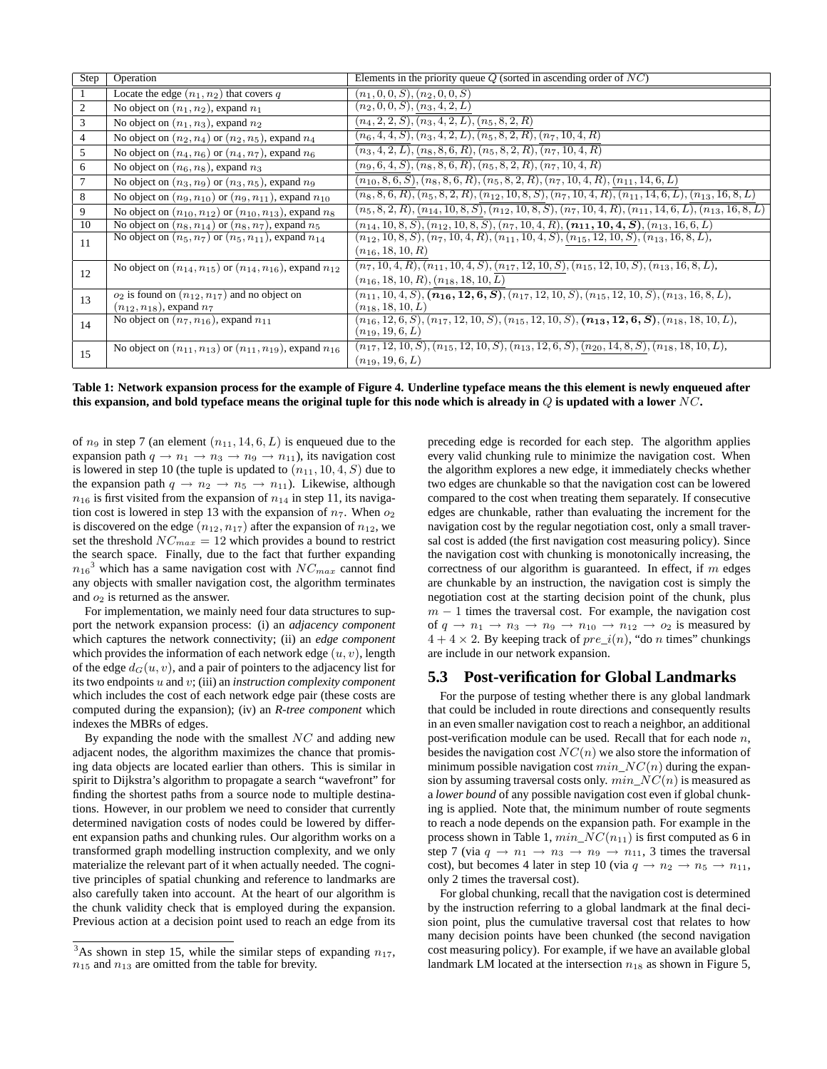| Step | Operation | Elements in the priority queue $Q$ (sorted in ascending order of $NC$) |
|---|---|---|
| 1 | Locate the edge $(n_1, n_2)$ that covers $q$ | $\underline{(n_1, 0, 0, S)}, \underline{(n_2, 0, 0, S)}$ |
| 2 | No object on $(n_1, n_2)$, expand $n_1$ | $(n_2, 0, 0, S), \underline{(n_3, 4, 2, L)}$ |
| 3 | No object on $(n_1, n_3)$, expand $n_2$ | $\underline{(n_4, 2, 2, S)}, (n_3, 4, 2, L), \underline{(n_5, 8, 2, R)}$ |
| 4 | No object on $(n_2, n_4)$ or $(n_2, n_5)$, expand $n_4$ | $\underline{(n_6, 4, 4, S)}, (n_3, 4, 2, L), (n_5, 8, 2, R), \underline{(n_7, 10, 4, R)}$ |
| 5 | No object on $(n_4, n_6)$ or $(n_4, n_7)$, expand $n_6$ | $(n_3, 4, 2, L), \underline{(n_8, 8, 6, R)}, (n_5, 8, 2, R), (n_7, 10, 4, R)$ |
| 6 | No object on $(n_6, n_8)$, expand $n_3$ | $\underline{(n_9, 6, 4, S)}, (n_8, 8, 6, R), (n_5, 8, 2, R), (n_7, 10, 4, R)$ |
| 7 | No object on $(n_3, n_9)$ or $(n_3, n_5)$, expand $n_9$ | $\underline{(n_{10}, 8, 6, S)}, (n_8, 8, 6, R), (n_5, 8, 2, R), (n_7, 10, 4, R), \underline{(n_{11}, 14, 6, L)}$ |
| 8 | No object on $(n_9, n_{10})$ or $(n_9, n_{11})$, expand $n_{10}$ | $(n_8, 8, 6, R), (n_5, 8, 2, R), \underline{(n_{12}, 10, 8, S)}, (n_7, 10, 4, R), (n_{11}, 14, 6, L), \underline{(n_{13}, 16, 8, L)}$ |
| 9 | No object on $(n_{10}, n_{12})$ or $(n_{10}, n_{13})$, expand $n_8$ | $(n_5, 8, 2, R), \underline{(n_{14}, 10, 8, S)}, (n_{12}, 10, 8, S), (n_7, 10, 4, R), (n_{11}, 14, 6, L), (n_{13}, 16, 8, L)$ |
| 10 | No object on $(n_8, n_{14})$ or $(n_8, n_7)$, expand $n_5$ | $(n_{14}, 10, 8, S), (n_{12}, 10, 8, S), (n_7, 10, 4, R), \boldsymbol{(n_{11}, 10, 4, S)}, (n_{13}, 16, 6, L)$ |
| 11 | No object on $(n_5, n_7)$ or $(n_5, n_{11})$, expand $n_{14}$ | $(n_{12}, 10, 8, S), (n_7, 10, 4, R), (n_{11}, 10, 4, S), \underline{(n_{15}, 12, 10, S)}, (n_{13}, 16, 8, L),$ $\underline{(n_{16}, 18, 10, R)}$ |
| 12 | No object on $(n_{14}, n_{15})$ or $(n_{14}, n_{16})$, expand $n_{12}$ | $(n_7, 10, 4, R), (n_{11}, 10, 4, S), \underline{(n_{17}, 12, 10, S)}, (n_{15}, 12, 10, S), (n_{13}, 16, 8, L),$ $(n_{16}, 18, 10, R), \underline{(n_{18}, 18, 10, L)}$ |
| 13 | $o_2$ is found on $(n_{12}, n_{17})$ and no object on $(n_{12}, n_{18})$, expand $n_7$ | $(n_{11}, 10, 4, S), \boldsymbol{(n_{16}, 12, 6, S)}, (n_{17}, 12, 10, S), (n_{15}, 12, 10, S), (n_{13}, 16, 8, L),$ $(n_{18}, 18, 10, L)$ |
| 14 | No object on $(n_7, n_{16})$, expand $n_{11}$ | $(n_{16}, 12, 6, S), (n_{17}, 12, 10, S), (n_{15}, 12, 10, S), \boldsymbol{(n_{13}, 12, 6, S)}, (n_{18}, 18, 10, L),$ $\underline{(n_{19}, 19, 6, L)}$ |
| 15 | No object on $(n_{11}, n_{13})$ or $(n_{11}, n_{19})$, expand $n_{16}$ | $(n_{17}, 12, 10, S), (n_{15}, 12, 10, S), (n_{13}, 12, 6, S), \underline{(n_{20}, 14, 8, S)}, (n_{18}, 18, 10, L),$ $(n_{19}, 19, 6, L)$ |

**Table 1: Network expansion process for the example of Figure 4. Underline typeface means the this element is newly enqueued after this expansion, and bold typeface means the original tuple for this node which is already in $Q$ is updated with a lower $NC$.**

of $n_9$ in step 7 (an element $(n_{11}, 14, 6, L)$ is enqueued due to the expansion path $q \to n_1 \to n_3 \to n_9 \to n_{11}$), its navigation cost is lowered in step 10 (the tuple is updated to $(n_{11}, 10, 4, S)$ due to the expansion path $q \to n_2 \to n_5 \to n_{11}$). Likewise, although $n_{16}$ is first visited from the expansion of $n_{14}$ in step 11, its navigation cost is lowered in step 13 with the expansion of $n_7$. When $o_2$ is discovered on the edge $(n_{12}, n_{17})$ after the expansion of $n_{12}$, we set the threshold $NC_{max} = 12$ which provides a bound to restrict the search space. Finally, due to the fact that further expanding $n_{16}$[3] which has a same navigation cost with $NC_{max}$ cannot find any objects with smaller navigation cost, the algorithm terminates and $o_2$ is returned as the answer.

For implementation, we mainly need four data structures to support the network expansion process: (i) an *adjacency component* which captures the network connectivity; (ii) an *edge component* which provides the information of each network edge $(u, v)$, length of the edge $d_G(u, v)$, and a pair of pointers to the adjacency list for its two endpoints $u$ and $v$; (iii) an *instruction complexity component* which includes the cost of each network edge pair (these costs are computed during the expansion); (iv) an *R-tree component* which indexes the MBRs of edges.

By expanding the node with the smallest $NC$ and adding new adjacent nodes, the algorithm maximizes the chance that promising data objects are located earlier than others. This is similar in spirit to Dijkstra's algorithm to propagate a search "wavefront" for finding the shortest paths from a source node to multiple destinations. However, in our problem we need to consider that currently determined navigation costs of nodes could be lowered by different expansion paths and chunking rules. Our algorithm works on a transformed graph modelling instruction complexity, and we only materialize the relevant part of it when actually needed. The cognitive principles of spatial chunking and reference to landmarks are also carefully taken into account. At the heart of our algorithm is the chunk validity check that is employed during the expansion. Previous action at a decision point used to reach an edge from its preceding edge is recorded for each step. The algorithm applies every valid chunking rule to minimize the navigation cost. When the algorithm explores a new edge, it immediately checks whether two edges are chunkable so that the navigation cost can be lowered compared to the cost when treating them separately. If consecutive edges are chunkable, rather than evaluating the increment for the navigation cost by the regular negotiation cost, only a small traversal cost is added (the first navigation cost measuring policy). Since the navigation cost with chunking is monotonically increasing, the correctness of our algorithm is guaranteed. In effect, if $m$ edges are chunkable by an instruction, the navigation cost is simply the negotiation cost at the starting decision point of the chunk, plus $m - 1$ times the traversal cost. For example, the navigation cost of $q \to n_1 \to n_3 \to n_9 \to n_{10} \to n_{12} \to o_2$ is measured by $4 + 4 \times 2$. By keeping track of $pre\_i(n)$, "do $n$ times" chunkings are include in our network expansion.

## 5.3 Post-verification for Global Landmarks

For the purpose of testing whether there is any global landmark that could be included in route directions and consequently results in an even smaller navigation cost to reach a neighbor, an additional post-verification module can be used. Recall that for each node $n$, besides the navigation cost $NC(n)$ we also store the information of minimum possible navigation cost $min\_NC(n)$ during the expansion by assuming traversal costs only. $min\_NC(n)$ is measured as a *lower bound* of any possible navigation cost even if global chunking is applied. Note that, the minimum number of route segments to reach a node depends on the expansion path. For example in the process shown in Table 1, $min\_NC(n_{11})$ is first computed as 6 in step 7 (via $q \to n_1 \to n_3 \to n_9 \to n_{11}$, 3 times the traversal cost), but becomes 4 later in step 10 (via $q \to n_2 \to n_5 \to n_{11}$, only 2 times the traversal cost).

For global chunking, recall that the navigation cost is determined by the instruction referring to a global landmark at the final decision point, plus the cumulative traversal cost that relates to how many decision points have been chunked (the second navigation cost measuring policy). For example, if we have an available global landmark LM located at the intersection $n_{18}$ as shown in Figure 5,

[3] As shown in step 15, while the similar steps of expanding $n_{17}$, $n_{15}$ and $n_{13}$ are omitted from the table for brevity.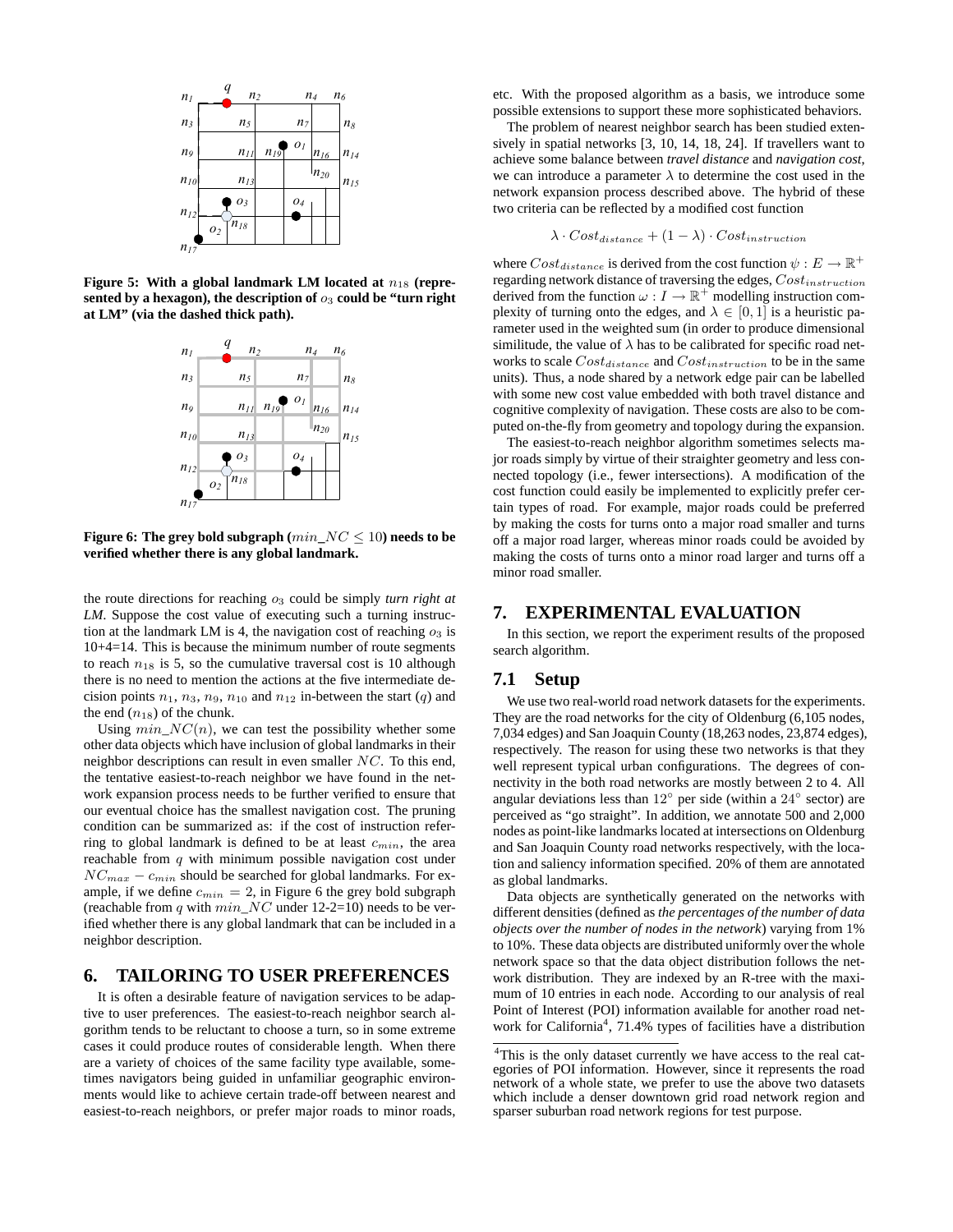Figure 5: With a global landmark LM located at $n_{18}$ (represented by a hexagon), the description of $o_3$ could be "turn right at LM" (via the dashed thick path).

Figure 6: The grey bold subgraph ($min\_NC \leq 10$) needs to be verified whether there is any global landmark.

the route directions for reaching $o_3$ could be simply *turn right at LM*. Suppose the cost value of executing such a turning instruction at the landmark LM is 4, the navigation cost of reaching $o_3$ is 10+4=14. This is because the minimum number of route segments to reach $n_{18}$ is 5, so the cumulative traversal cost is 10 although there is no need to mention the actions at the five intermediate decision points $n_1$, $n_3$, $n_9$, $n_{10}$ and $n_{12}$ in-between the start ($q$) and the end ($n_{18}$) of the chunk.

Using $min\_NC(n)$, we can test the possibility whether some other data objects which have inclusion of global landmarks in their neighbor descriptions can result in even smaller $NC$. To this end, the tentative easiest-to-reach neighbor we have found in the network expansion process needs to be further verified to ensure that our eventual choice has the smallest navigation cost. The pruning condition can be summarized as: if the cost of instruction referring to global landmark is defined to be at least $c_{min}$, the area reachable from $q$ with minimum possible navigation cost under $NC_{max} - c_{min}$ should be searched for global landmarks. For example, if we define $c_{min} = 2$, in Figure 6 the grey bold subgraph (reachable from $q$ with $min\_NC$ under 12-2=10) needs to be verified whether there is any global landmark that can be included in a neighbor description.

# 6. TAILORING TO USER PREFERENCES

It is often a desirable feature of navigation services to be adaptive to user preferences. The easiest-to-reach neighbor search algorithm tends to be reluctant to choose a turn, so in some extreme cases it could produce routes of considerable length. When there are a variety of choices of the same facility type available, sometimes navigators being guided in unfamiliar geographic environments would like to achieve certain trade-off between nearest and easiest-to-reach neighbors, or prefer major roads to minor roads, etc. With the proposed algorithm as a basis, we introduce some possible extensions to support these more sophisticated behaviors.

The problem of nearest neighbor search has been studied extensively in spatial networks [3, 10, 14, 18, 24]. If travellers want to achieve some balance between *travel distance* and *navigation cost*, we can introduce a parameter $\lambda$ to determine the cost used in the network expansion process described above. The hybrid of these two criteria can be reflected by a modified cost function

$$\lambda \cdot Cost_{distance} + (1 - \lambda) \cdot Cost_{instruction}$$

where $Cost_{distance}$ is derived from the cost function $\psi : E \rightarrow \mathbb{R}^+$ regarding network distance of traversing the edges, $Cost_{instruction}$ derived from the function $\omega : I \rightarrow \mathbb{R}^+$ modelling instruction complexity of turning onto the edges, and $\lambda \in [0, 1]$ is a heuristic parameter used in the weighted sum (in order to produce dimensional similitude, the value of $\lambda$ has to be calibrated for specific road networks to scale $Cost_{distance}$ and $Cost_{instruction}$ to be in the same units). Thus, a node shared by a network edge pair can be labelled with some new cost value embedded with both travel distance and cognitive complexity of navigation. These costs are also to be computed on-the-fly from geometry and topology during the expansion.

The easiest-to-reach neighbor algorithm sometimes selects major roads simply by virtue of their straighter geometry and less connected topology (i.e., fewer intersections). A modification of the cost function could easily be implemented to explicitly prefer certain types of road. For example, major roads could be preferred by making the costs for turns onto a major road smaller and turns off a major road larger, whereas minor roads could be avoided by making the costs of turns onto a minor road larger and turns off a minor road smaller.

# 7. EXPERIMENTAL EVALUATION

In this section, we report the experiment results of the proposed search algorithm.

## 7.1 Setup

We use two real-world road network datasets for the experiments. They are the road networks for the city of Oldenburg (6,105 nodes, 7,034 edges) and San Joaquin County (18,263 nodes, 23,874 edges), respectively. The reason for using these two networks is that they well represent typical urban configurations. The degrees of connectivity in the both road networks are mostly between 2 to 4. All angular deviations less than $12^{\circ}$ per side (within a $24^{\circ}$ sector) are perceived as "go straight". In addition, we annotate 500 and 2,000 nodes as point-like landmarks located at intersections on Oldenburg and San Joaquin County road networks respectively, with the location and saliency information specified. 20% of them are annotated as global landmarks.

Data objects are synthetically generated on the networks with different densities (defined as *the percentages of the number of data objects over the number of nodes in the network*) varying from 1% to 10%. These data objects are distributed uniformly over the whole network space so that the data object distribution follows the network distribution. They are indexed by an R-tree with the maximum of 10 entries in each node. According to our analysis of real Point of Interest (POI) information available for another road network for California[4], 71.4% types of facilities have a distribution

[4]This is the only dataset currently we have access to the real categories of POI information. However, since it represents the road network of a whole state, we prefer to use the above two datasets which include a denser downtown grid road network region and sparser suburban road network regions for test purpose.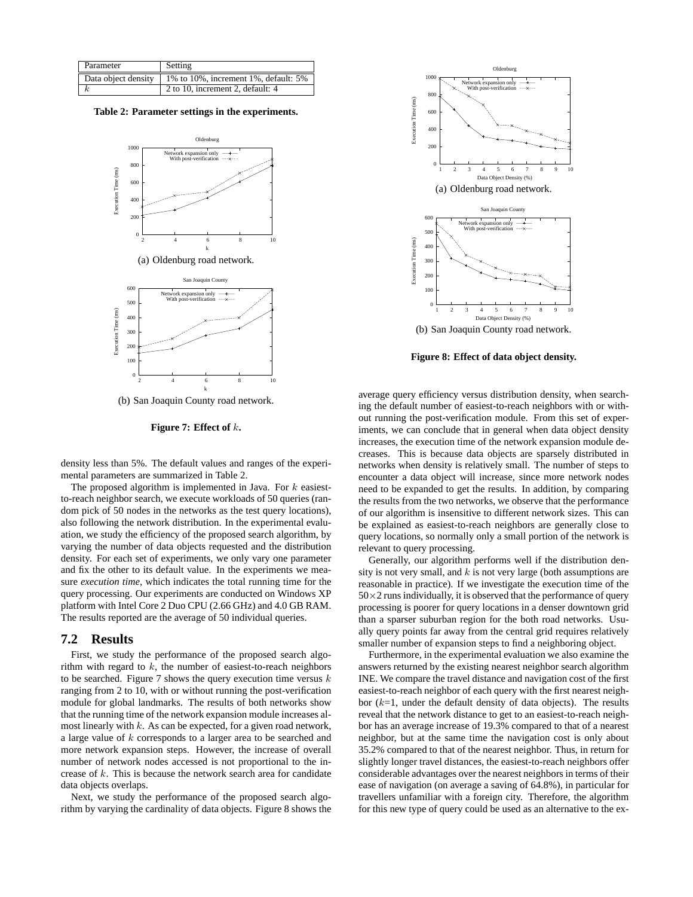| Parameter | Setting |
|---|---|
| Data object density | 1% to 10%, increment 1%, default: 5% |
| $k$ | 2 to 10, increment 2, default: 4 |

**Table 2: Parameter settings in the experiments.**

Oldenburg

Execution Time (ms)

k

Network expansion only

With post-verification

(a) Oldenburg road network.

San Joaquin County

Execution Time (ms)

k

Network expansion only

With post-verification

(b) San Joaquin County road network.

**Figure 7: Effect of $k$.**

density less than 5%. The default values and ranges of the experimental parameters are summarized in Table 2.

The proposed algorithm is implemented in Java. For $k$ easiest-to-reach neighbor search, we execute workloads of 50 queries (random pick of 50 nodes in the networks as the test query locations), also following the network distribution. In the experimental evaluation, we study the efficiency of the proposed search algorithm, by varying the number of data objects requested and the distribution density. For each set of experiments, we only vary one parameter and fix the other to its default value. In the experiments we measure *execution time*, which indicates the total running time for the query processing. Our experiments are conducted on Windows XP platform with Intel Core 2 Duo CPU (2.66 GHz) and 4.0 GB RAM. The results reported are the average of 50 individual queries.

## 7.2 Results

First, we study the performance of the proposed search algorithm with regard to $k$, the number of easiest-to-reach neighbors to be searched. Figure 7 shows the query execution time versus $k$ ranging from 2 to 10, with or without running the post-verification module for global landmarks. The results of both networks show that the running time of the network expansion module increases almost linearly with $k$. As can be expected, for a given road network, a large value of $k$ corresponds to a larger area to be searched and more network expansion steps. However, the increase of overall number of network nodes accessed is not proportional to the increase of $k$. This is because the network search area for candidate data objects overlaps.

Next, we study the performance of the proposed search algorithm by varying the cardinality of data objects. Figure 8 shows the

Oldenburg

Execution Time (ms)

Data Object Density (%)

Network expansion only

With post-verification

(a) Oldenburg road network.

San Joaquin County

Execution Time (ms)

Data Object Density (%)

Network expansion only

With post-verification

(b) San Joaquin County road network.

**Figure 8: Effect of data object density.**

average query efficiency versus distribution density, when searching the default number of easiest-to-reach neighbors with or without running the post-verification module. From this set of experiments, we can conclude that in general when data object density increases, the execution time of the network expansion module decreases. This is because data objects are sparsely distributed in networks when density is relatively small. The number of steps to encounter a data object will increase, since more network nodes need to be expanded to get the results. In addition, by comparing the results from the two networks, we observe that the performance of our algorithm is insensitive to different network sizes. This can be explained as easiest-to-reach neighbors are generally close to query locations, so normally only a small portion of the network is relevant to query processing.

Generally, our algorithm performs well if the distribution density is not very small, and $k$ is not very large (both assumptions are reasonable in practice). If we investigate the execution time of the $50\times2$ runs individually, it is observed that the performance of query processing is poorer for query locations in a denser downtown grid than a sparser suburban region for the both road networks. Usually query points far away from the central grid requires relatively smaller number of expansion steps to find a neighboring object.

Furthermore, in the experimental evaluation we also examine the answers returned by the existing nearest neighbor search algorithm INE. We compare the travel distance and navigation cost of the first easiest-to-reach neighbor of each query with the first nearest neighbor ($k$=1, under the default density of data objects). The results reveal that the network distance to get to an easiest-to-reach neighbor has an average increase of 19.3% compared to that of a nearest neighbor, but at the same time the navigation cost is only about 35.2% compared to that of the nearest neighbor. Thus, in return for slightly longer travel distances, the easiest-to-reach neighbors offer considerable advantages over the nearest neighbors in terms of their ease of navigation (on average a saving of 64.8%), in particular for travellers unfamiliar with a foreign city. Therefore, the algorithm for this new type of query could be used as an alternative to the ex-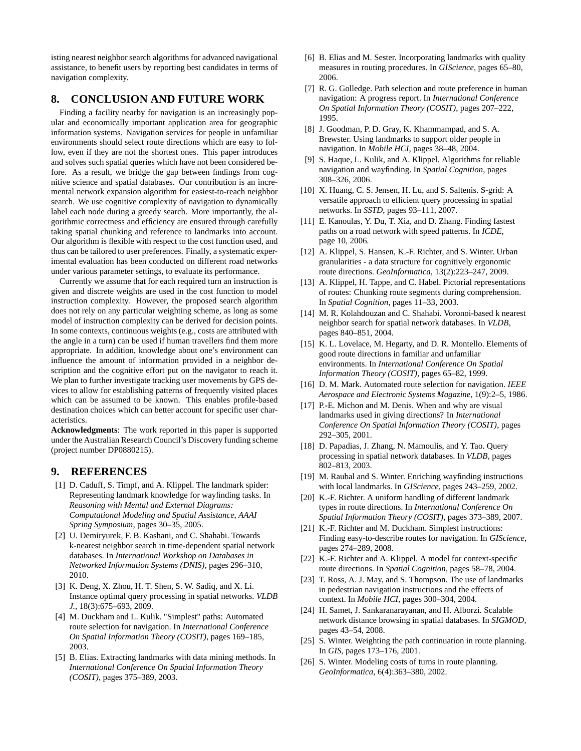isting nearest neighbor search algorithms for advanced navigational assistance, to benefit users by reporting best candidates in terms of navigation complexity.

## 8. CONCLUSION AND FUTURE WORK

Finding a facility nearby for navigation is an increasingly popular and economically important application area for geographic information systems. Navigation services for people in unfamiliar environments should select route directions which are easy to follow, even if they are not the shortest ones. This paper introduces and solves such spatial queries which have not been considered before. As a result, we bridge the gap between findings from cognitive science and spatial databases. Our contribution is an incremental network expansion algorithm for easiest-to-reach neighbor search. We use cognitive complexity of navigation to dynamically label each node during a greedy search. More importantly, the algorithmic correctness and efficiency are ensured through carefully taking spatial chunking and reference to landmarks into account. Our algorithm is flexible with respect to the cost function used, and thus can be tailored to user preferences. Finally, a systematic experimental evaluation has been conducted on different road networks under various parameter settings, to evaluate its performance.

Currently we assume that for each required turn an instruction is given and discrete weights are used in the cost function to model instruction complexity. However, the proposed search algorithm does not rely on any particular weighting scheme, as long as some model of instruction complexity can be derived for decision points. In some contexts, continuous weights (e.g., costs are attributed with the angle in a turn) can be used if human travellers find them more appropriate. In addition, knowledge about one's environment can influence the amount of information provided in a neighbor description and the cognitive effort put on the navigator to reach it. We plan to further investigate tracking user movements by GPS devices to allow for establishing patterns of frequently visited places which can be assumed to be known. This enables profile-based destination choices which can better account for specific user characteristics.

**Acknowledgments**: The work reported in this paper is supported under the Australian Research Council's Discovery funding scheme (project number DP0880215).

## 9. REFERENCES

[1] D. Caduff, S. Timpf, and A. Klippel. The landmark spider: Representing landmark knowledge for wayfinding tasks. In *Reasoning with Mental and External Diagrams: Computational Modeling and Spatial Assistance, AAAI Spring Symposium*, pages 30–35, 2005.

[2] U. Demiryurek, F. B. Kashani, and C. Shahabi. Towards k-nearest neighbor search in time-dependent spatial network databases. In *International Workshop on Databases in Networked Information Systems (DNIS)*, pages 296–310, 2010.

[3] K. Deng, X. Zhou, H. T. Shen, S. W. Sadiq, and X. Li. Instance optimal query processing in spatial networks. *VLDB J.*, 18(3):675–693, 2009.

[4] M. Duckham and L. Kulik. "Simplest" paths: Automated route selection for navigation. In *International Conference On Spatial Information Theory (COSIT)*, pages 169–185, 2003.

[5] B. Elias. Extracting landmarks with data mining methods. In *International Conference On Spatial Information Theory (COSIT)*, pages 375–389, 2003.

[6] B. Elias and M. Sester. Incorporating landmarks with quality measures in routing procedures. In *GIScience*, pages 65–80, 2006.

[7] R. G. Golledge. Path selection and route preference in human navigation: A progress report. In *International Conference On Spatial Information Theory (COSIT)*, pages 207–222, 1995.

[8] J. Goodman, P. D. Gray, K. Khammampad, and S. A. Brewster. Using landmarks to support older people in navigation. In *Mobile HCI*, pages 38–48, 2004.

[9] S. Haque, L. Kulik, and A. Klippel. Algorithms for reliable navigation and wayfinding. In *Spatial Cognition*, pages 308–326, 2006.

[10] X. Huang, C. S. Jensen, H. Lu, and S. Saltenis. S-grid: A versatile approach to efficient query processing in spatial networks. In *SSTD*, pages 93–111, 2007.

[11] E. Kanoulas, Y. Du, T. Xia, and D. Zhang. Finding fastest paths on a road network with speed patterns. In *ICDE*, page 10, 2006.

[12] A. Klippel, S. Hansen, K.-F. Richter, and S. Winter. Urban granularities - a data structure for cognitively ergonomic route directions. *GeoInformatica*, 13(2):223–247, 2009.

[13] A. Klippel, H. Tappe, and C. Habel. Pictorial representations of routes: Chunking route segments during comprehension. In *Spatial Cognition*, pages 11–33, 2003.

[14] M. R. Kolahdouzan and C. Shahabi. Voronoi-based k nearest neighbor search for spatial network databases. In *VLDB*, pages 840–851, 2004.

[15] K. L. Lovelace, M. Hegarty, and D. R. Montello. Elements of good route directions in familiar and unfamiliar environments. In *International Conference On Spatial Information Theory (COSIT)*, pages 65–82, 1999.

[16] D. M. Mark. Automated route selection for navigation. *IEEE Aerospace and Electronic Systems Magazine*, 1(9):2–5, 1986.

[17] P.-E. Michon and M. Denis. When and why are visual landmarks used in giving directions? In *International Conference On Spatial Information Theory (COSIT)*, pages 292–305, 2001.

[18] D. Papadias, J. Zhang, N. Mamoulis, and Y. Tao. Query processing in spatial network databases. In *VLDB*, pages 802–813, 2003.

[19] M. Raubal and S. Winter. Enriching wayfinding instructions with local landmarks. In *GIScience*, pages 243–259, 2002.

[20] K.-F. Richter. A uniform handling of different landmark types in route directions. In *International Conference On Spatial Information Theory (COSIT)*, pages 373–389, 2007.

[21] K.-F. Richter and M. Duckham. Simplest instructions: Finding easy-to-describe routes for navigation. In *GIScience*, pages 274–289, 2008.

[22] K.-F. Richter and A. Klippel. A model for context-specific route directions. In *Spatial Cognition*, pages 58–78, 2004.

[23] T. Ross, A. J. May, and S. Thompson. The use of landmarks in pedestrian navigation instructions and the effects of context. In *Mobile HCI*, pages 300–304, 2004.

[24] H. Samet, J. Sankaranarayanan, and H. Alborzi. Scalable network distance browsing in spatial databases. In *SIGMOD*, pages 43–54, 2008.

[25] S. Winter. Weighting the path continuation in route planning. In *GIS*, pages 173–176, 2001.

[26] S. Winter. Modeling costs of turns in route planning. *GeoInformatica*, 6(4):363–380, 2002.